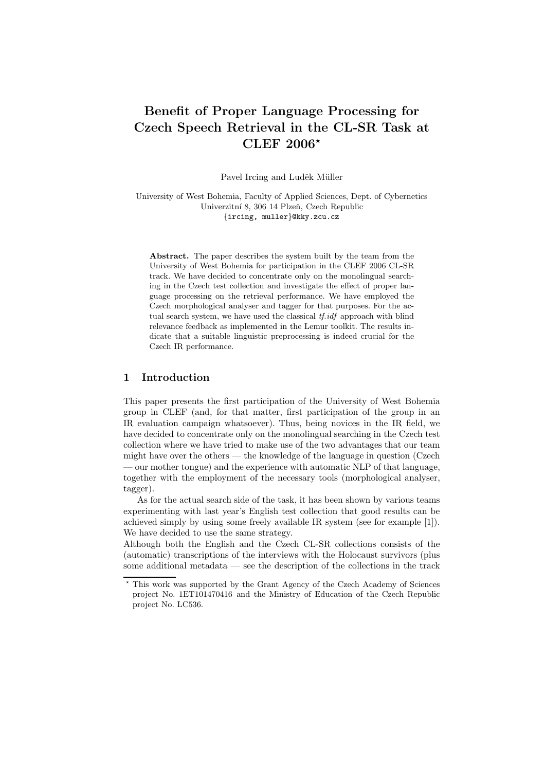# Benefit of Proper Language Processing for Czech Speech Retrieval in the CL-SR Task at CLEF 2006*

Pavel Ircing and Luděk Müller

University of West Bohemia, Faculty of Applied Sciences, Dept. of Cybernetics
Univerzitní 8, 306 14 Plzeň, Czech Republic
{ircing, muller}@kky.zcu.cz

**Abstract.** The paper describes the system built by the team from the University of West Bohemia for participation in the CLEF 2006 CL-SR track. We have decided to concentrate only on the monolingual searching in the Czech test collection and investigate the effect of proper language processing on the retrieval performance. We have employed the Czech morphological analyser and tagger for that purposes. For the actual search system, we have used the classical *tf.idf* approach with blind relevance feedback as implemented in the Lemur toolkit. The results indicate that a suitable linguistic preprocessing is indeed crucial for the Czech IR performance.

## 1 Introduction

This paper presents the first participation of the University of West Bohemia group in CLEF (and, for that matter, first participation of the group in an IR evaluation campaign whatsoever). Thus, being novices in the IR field, we have decided to concentrate only on the monolingual searching in the Czech test collection where we have tried to make use of the two advantages that our team might have over the others — the knowledge of the language in question (Czech — our mother tongue) and the experience with automatic NLP of that language, together with the employment of the necessary tools (morphological analyser, tagger).

As for the actual search side of the task, it has been shown by various teams experimenting with last year's English test collection that good results can be achieved simply by using some freely available IR system (see for example [1]). We have decided to use the same strategy.

Although both the English and the Czech CL-SR collections consists of the (automatic) transcriptions of the interviews with the Holocaust survivors (plus some additional metadata — see the description of the collections in the track

* This work was supported by the Grant Agency of the Czech Academy of Sciences project No. 1ET101470416 and the Ministry of Education of the Czech Republic project No. LC536.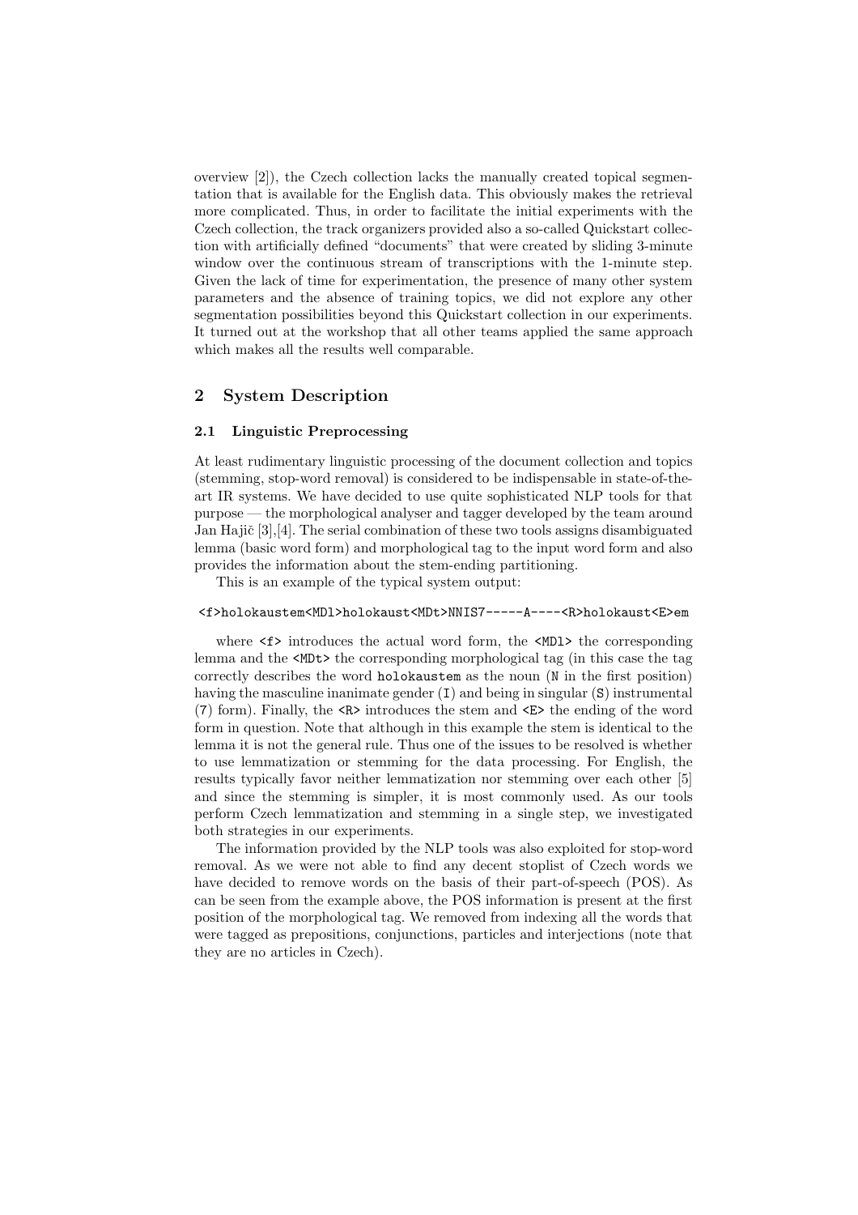overview [2]), the Czech collection lacks the manually created topical segmentation that is available for the English data. This obviously makes the retrieval more complicated. Thus, in order to facilitate the initial experiments with the Czech collection, the track organizers provided also a so-called Quickstart collection with artificially defined "documents" that were created by sliding 3-minute window over the continuous stream of transcriptions with the 1-minute step. Given the lack of time for experimentation, the presence of many other system parameters and the absence of training topics, we did not explore any other segmentation possibilities beyond this Quickstart collection in our experiments. It turned out at the workshop that all other teams applied the same approach which makes all the results well comparable.

## 2 System Description

### 2.1 Linguistic Preprocessing

At least rudimentary linguistic processing of the document collection and topics (stemming, stop-word removal) is considered to be indispensable in state-of-the-art IR systems. We have decided to use quite sophisticated NLP tools for that purpose — the morphological analyser and tagger developed by the team around Jan Hajič [3],[4]. The serial combination of these two tools assigns disambiguated lemma (basic word form) and morphological tag to the input word form and also provides the information about the stem-ending partitioning.

This is an example of the typical system output:

```
<f>holokaustem<MDl>holokaust<MDt>NNIS7-----A----<R>holokaust<E>em
```

where `<f>` introduces the actual word form, the `<MDl>` the corresponding lemma and the `<MDt>` the corresponding morphological tag (in this case the tag correctly describes the word `holokaustem` as the noun (`N` in the first position) having the masculine inanimate gender (`I`) and being in singular (`S`) instrumental (`7`) form). Finally, the `<R>` introduces the stem and `<E>` the ending of the word form in question. Note that although in this example the stem is identical to the lemma it is not the general rule. Thus one of the issues to be resolved is whether to use lemmatization or stemming for the data processing. For English, the results typically favor neither lemmatization nor stemming over each other [5] and since the stemming is simpler, it is most commonly used. As our tools perform Czech lemmatization and stemming in a single step, we investigated both strategies in our experiments.

The information provided by the NLP tools was also exploited for stop-word removal. As we were not able to find any decent stoplist of Czech words we have decided to remove words on the basis of their part-of-speech (POS). As can be seen from the example above, the POS information is present at the first position of the morphological tag. We removed from indexing all the words that were tagged as prepositions, conjunctions, particles and interjections (note that they are no articles in Czech).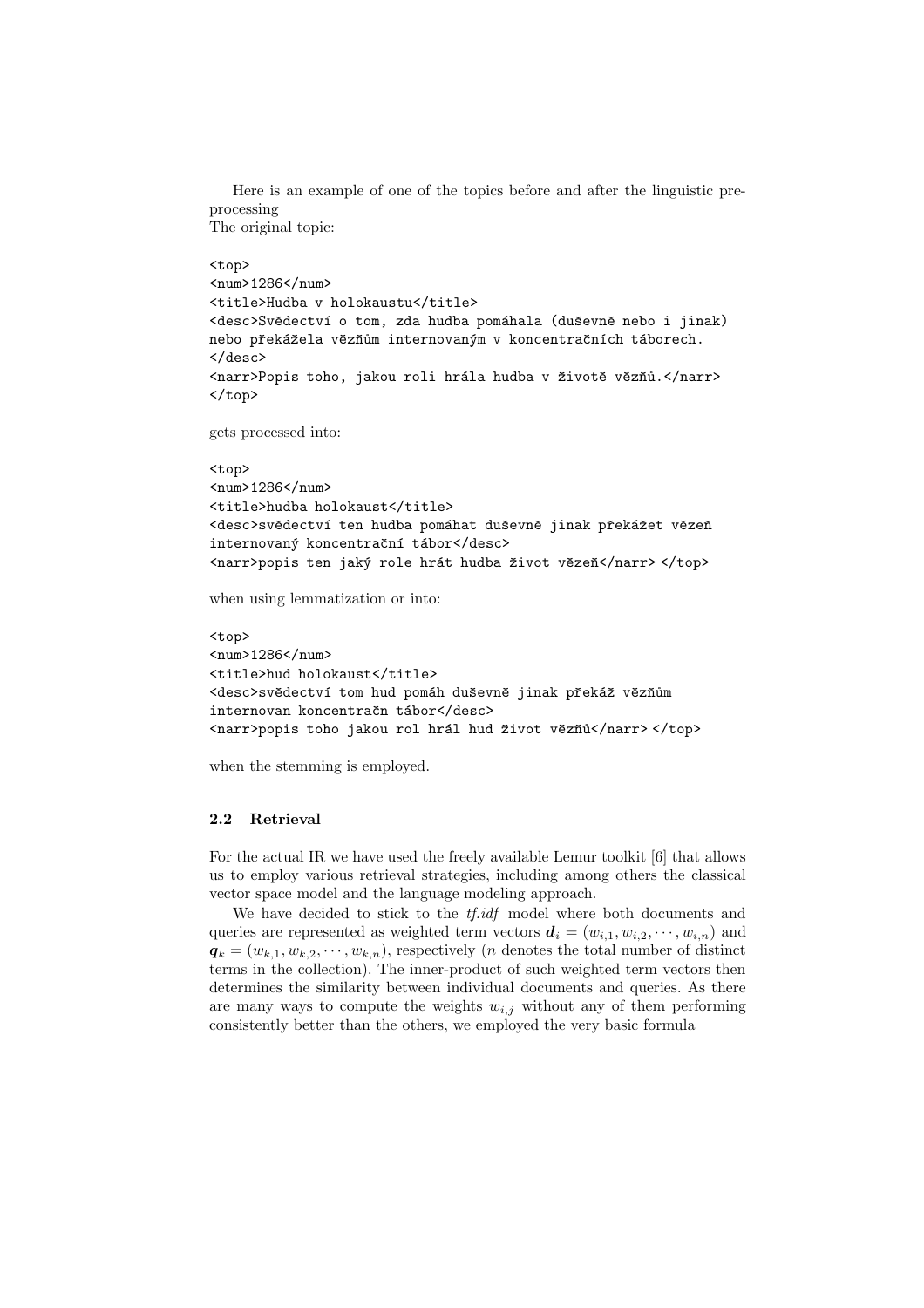Here is an example of one of the topics before and after the linguistic preprocessing
The original topic:

```
<top>
<num>1286</num>
<title>Hudba v holokaustu</title>
<desc>Svědectví o tom, zda hudba pomáhala (duševně nebo i jinak)
nebo překážela vězňům internovaným v koncentračních táborech.
</desc>
<narr>Popis toho, jakou roli hrála hudba v životě vězňů.</narr>
</top>
```

gets processed into:

```
<top>
<num>1286</num>
<title>hudba holokaust</title>
<desc>svědectví ten hudba pomáhat duševně jinak překážet vězeň
internovaný koncentrační tábor</desc>
<narr>popis ten jaký role hrát hudba život vězeň</narr> </top>
```

when using lemmatization or into:

```
<top>
<num>1286</num>
<title>hud holokaust</title>
<desc>svědectví tom hud pomáh duševně jinak překáž vězňům
internovan koncentračn tábor</desc>
<narr>popis toho jakou rol hrál hud život vězňů</narr> </top>
```

when the stemming is employed.

### 2.2 Retrieval

For the actual IR we have used the freely available Lemur toolkit [6] that allows us to employ various retrieval strategies, including among others the classical vector space model and the language modeling approach.

We have decided to stick to the *tf.idf* model where both documents and queries are represented as weighted term vectors $\boldsymbol{d}_i = (w_{i,1}, w_{i,2}, \cdots, w_{i,n})$ and $\boldsymbol{q}_k = (w_{k,1}, w_{k,2}, \cdots, w_{k,n})$, respectively ($n$ denotes the total number of distinct terms in the collection). The inner-product of such weighted term vectors then determines the similarity between individual documents and queries. As there are many ways to compute the weights $w_{i,j}$ without any of them performing consistently better than the others, we employed the very basic formula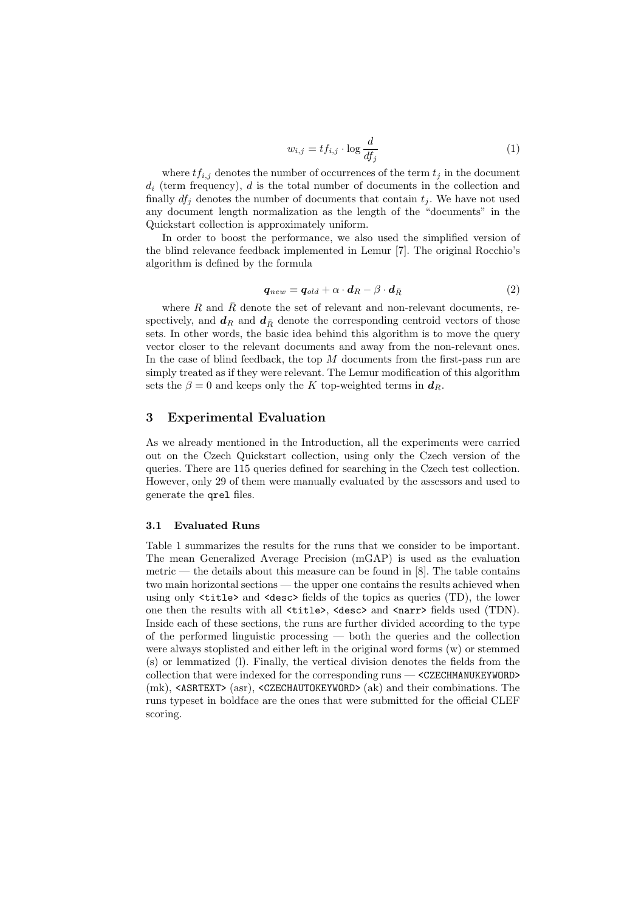$$w_{i,j} = tf_{i,j} \cdot \log \frac{d}{df_j} \tag{1}$$

where $tf_{i,j}$ denotes the number of occurrences of the term $t_j$ in the document $d_i$ (term frequency), $d$ is the total number of documents in the collection and finally $df_j$ denotes the number of documents that contain $t_j$. We have not used any document length normalization as the length of the "documents" in the Quickstart collection is approximately uniform.

In order to boost the performance, we also used the simplified version of the blind relevance feedback implemented in Lemur [7]. The original Rocchio's algorithm is defined by the formula

$$\boldsymbol{q}_{new} = \boldsymbol{q}_{old} + \alpha \cdot \boldsymbol{d}_R - \beta \cdot \boldsymbol{d}_{\bar{R}} \tag{2}$$

where $R$ and $\bar{R}$ denote the set of relevant and non-relevant documents, respectively, and $\boldsymbol{d}_R$ and $\boldsymbol{d}_{\bar{R}}$ denote the corresponding centroid vectors of those sets. In other words, the basic idea behind this algorithm is to move the query vector closer to the relevant documents and away from the non-relevant ones. In the case of blind feedback, the top $M$ documents from the first-pass run are simply treated as if they were relevant. The Lemur modification of this algorithm sets the $\beta = 0$ and keeps only the $K$ top-weighted terms in $\boldsymbol{d}_R$.

## 3 Experimental Evaluation

As we already mentioned in the Introduction, all the experiments were carried out on the Czech Quickstart collection, using only the Czech version of the queries. There are 115 queries defined for searching in the Czech test collection. However, only 29 of them were manually evaluated by the assessors and used to generate the `qrel` files.

### 3.1 Evaluated Runs

Table 1 summarizes the results for the runs that we consider to be important. The mean Generalized Average Precision (mGAP) is used as the evaluation metric — the details about this measure can be found in [8]. The table contains two main horizontal sections — the upper one contains the results achieved when using only `<title>` and `<desc>` fields of the topics as queries (TD), the lower one then the results with all `<title>`, `<desc>` and `<narr>` fields used (TDN). Inside each of these sections, the runs are further divided according to the type of the performed linguistic processing — both the queries and the collection were always stoplisted and either left in the original word forms (w) or stemmed (s) or lemmatized (l). Finally, the vertical division denotes the fields from the collection that were indexed for the corresponding runs — `<CZECHMANUKEYWORD>` (mk), `<ASRTEXT>` (asr), `<CZECHAUTOKEYWORD>` (ak) and their combinations. The runs typeset in boldface are the ones that were submitted for the official CLEF scoring.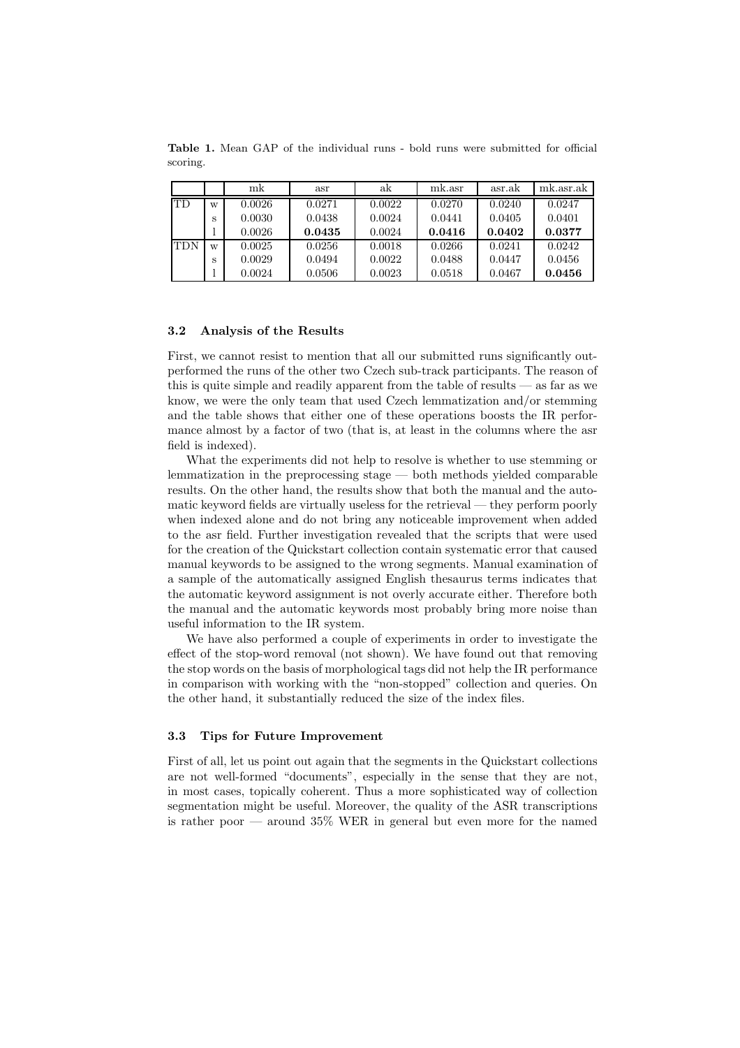**Table 1.** Mean GAP of the individual runs - bold runs were submitted for official scoring.

| | | mk | asr | ak | mk.asr | asr.ak | mk.asr.ak |
|---|---|---|---|---|---|---|---|
| TD | w | 0.0026 | 0.0271 | 0.0022 | 0.0270 | 0.0240 | 0.0247 |
| | s | 0.0030 | 0.0438 | 0.0024 | 0.0441 | 0.0405 | 0.0401 |
| | l | 0.0026 | **0.0435** | 0.0024 | **0.0416** | **0.0402** | **0.0377** |
| TDN | w | 0.0025 | 0.0256 | 0.0018 | 0.0266 | 0.0241 | 0.0242 |
| | s | 0.0029 | 0.0494 | 0.0022 | 0.0488 | 0.0447 | 0.0456 |
| | l | 0.0024 | 0.0506 | 0.0023 | 0.0518 | 0.0467 | **0.0456** |

### 3.2 Analysis of the Results

First, we cannot resist to mention that all our submitted runs significantly outperformed the runs of the other two Czech sub-track participants. The reason of this is quite simple and readily apparent from the table of results — as far as we know, we were the only team that used Czech lemmatization and/or stemming and the table shows that either one of these operations boosts the IR performance almost by a factor of two (that is, at least in the columns where the asr field is indexed).

What the experiments did not help to resolve is whether to use stemming or lemmatization in the preprocessing stage — both methods yielded comparable results. On the other hand, the results show that both the manual and the automatic keyword fields are virtually useless for the retrieval — they perform poorly when indexed alone and do not bring any noticeable improvement when added to the asr field. Further investigation revealed that the scripts that were used for the creation of the Quickstart collection contain systematic error that caused manual keywords to be assigned to the wrong segments. Manual examination of a sample of the automatically assigned English thesaurus terms indicates that the automatic keyword assignment is not overly accurate either. Therefore both the manual and the automatic keywords most probably bring more noise than useful information to the IR system.

We have also performed a couple of experiments in order to investigate the effect of the stop-word removal (not shown). We have found out that removing the stop words on the basis of morphological tags did not help the IR performance in comparison with working with the "non-stopped" collection and queries. On the other hand, it substantially reduced the size of the index files.

### 3.3 Tips for Future Improvement

First of all, let us point out again that the segments in the Quickstart collections are not well-formed "documents", especially in the sense that they are not, in most cases, topically coherent. Thus a more sophisticated way of collection segmentation might be useful. Moreover, the quality of the ASR transcriptions is rather poor — around 35% WER in general but even more for the named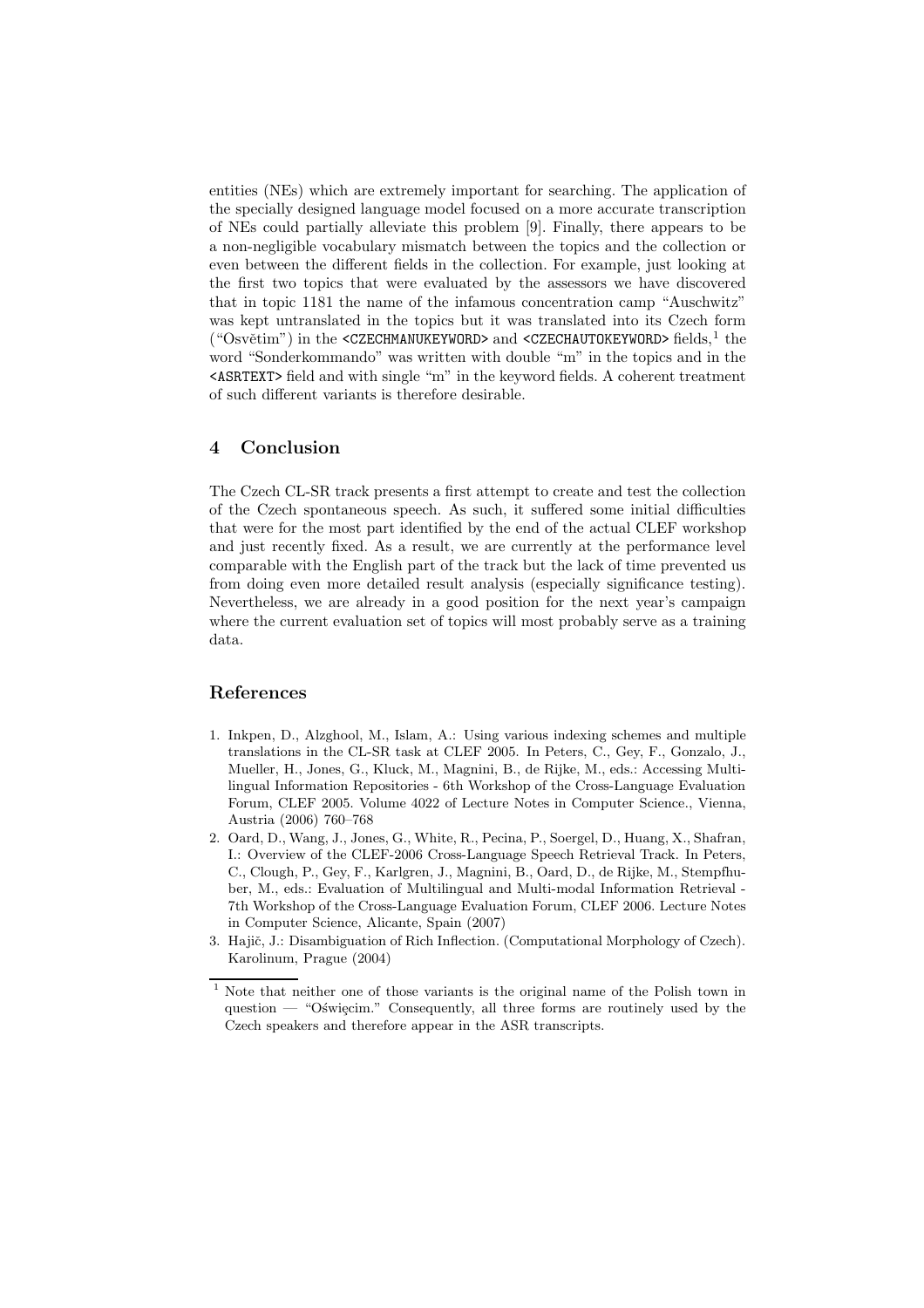entities (NEs) which are extremely important for searching. The application of the specially designed language model focused on a more accurate transcription of NEs could partially alleviate this problem [9]. Finally, there appears to be a non-negligible vocabulary mismatch between the topics and the collection or even between the different fields in the collection. For example, just looking at the first two topics that were evaluated by the assessors we have discovered that in topic 1181 the name of the infamous concentration camp "Auschwitz" was kept untranslated in the topics but it was translated into its Czech form ("Osvětim") in the `<CZECHMANUKEYWORD>` and `<CZECHAUTOKEYWORD>` fields,[1] the word "Sonderkommando" was written with double "m" in the topics and in the `<ASRTEXT>` field and with single "m" in the keyword fields. A coherent treatment of such different variants is therefore desirable.

## 4 Conclusion

The Czech CL-SR track presents a first attempt to create and test the collection of the Czech spontaneous speech. As such, it suffered some initial difficulties that were for the most part identified by the end of the actual CLEF workshop and just recently fixed. As a result, we are currently at the performance level comparable with the English part of the track but the lack of time prevented us from doing even more detailed result analysis (especially significance testing). Nevertheless, we are already in a good position for the next year's campaign where the current evaluation set of topics will most probably serve as a training data.

## References

1. Inkpen, D., Alzghool, M., Islam, A.: Using various indexing schemes and multiple translations in the CL-SR task at CLEF 2005. In Peters, C., Gey, F., Gonzalo, J., Mueller, H., Jones, G., Kluck, M., Magnini, B., de Rijke, M., eds.: Accessing Multilingual Information Repositories - 6th Workshop of the Cross-Language Evaluation Forum, CLEF 2005. Volume 4022 of Lecture Notes in Computer Science., Vienna, Austria (2006) 760–768
2. Oard, D., Wang, J., Jones, G., White, R., Pecina, P., Soergel, D., Huang, X., Shafran, I.: Overview of the CLEF-2006 Cross-Language Speech Retrieval Track. In Peters, C., Clough, P., Gey, F., Karlgren, J., Magnini, B., Oard, D., de Rijke, M., Stempfhuber, M., eds.: Evaluation of Multilingual and Multi-modal Information Retrieval - 7th Workshop of the Cross-Language Evaluation Forum, CLEF 2006. Lecture Notes in Computer Science, Alicante, Spain (2007)
3. Hajič, J.: Disambiguation of Rich Inflection. (Computational Morphology of Czech). Karolinum, Prague (2004)

[1] Note that neither one of those variants is the original name of the Polish town in question — "Oświęcim." Consequently, all three forms are routinely used by the Czech speakers and therefore appear in the ASR transcripts.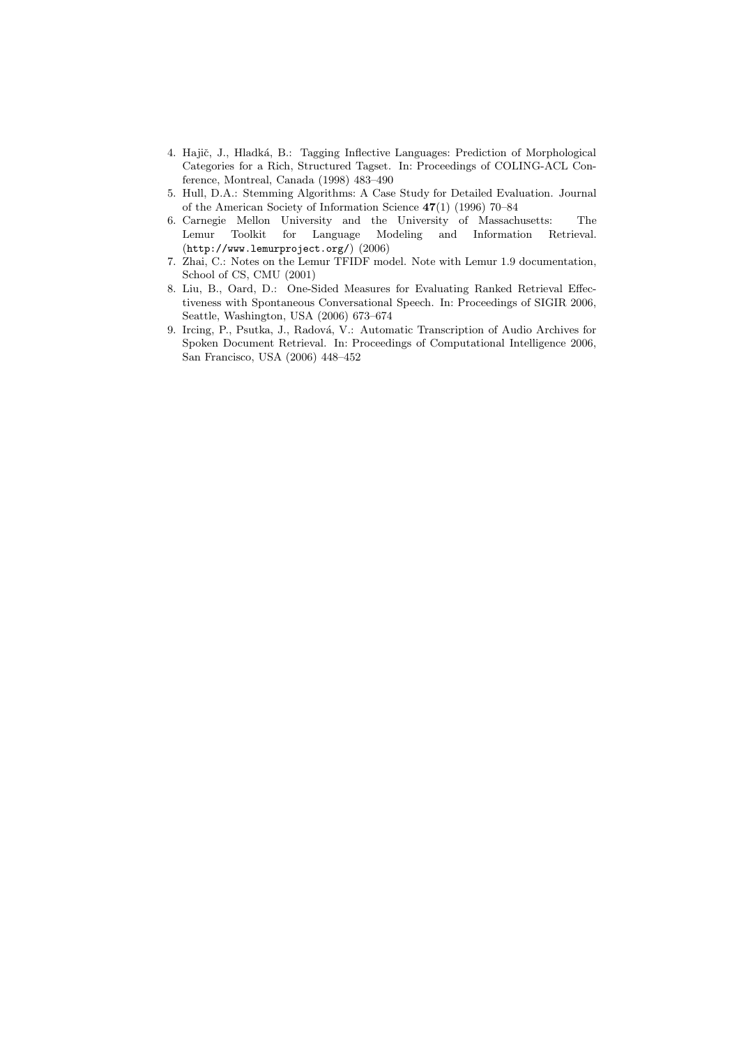4. Hajič, J., Hladká, B.: Tagging Inflective Languages: Prediction of Morphological Categories for a Rich, Structured Tagset. In: Proceedings of COLING-ACL Conference, Montreal, Canada (1998) 483–490
5. Hull, D.A.: Stemming Algorithms: A Case Study for Detailed Evaluation. Journal of the American Society of Information Science **47**(1) (1996) 70–84
6. Carnegie Mellon University and the University of Massachusetts: The Lemur Toolkit for Language Modeling and Information Retrieval. (`http://www.lemurproject.org/`) (2006)
7. Zhai, C.: Notes on the Lemur TFIDF model. Note with Lemur 1.9 documentation, School of CS, CMU (2001)
8. Liu, B., Oard, D.: One-Sided Measures for Evaluating Ranked Retrieval Effectiveness with Spontaneous Conversational Speech. In: Proceedings of SIGIR 2006, Seattle, Washington, USA (2006) 673–674
9. Ircing, P., Psutka, J., Radová, V.: Automatic Transcription of Audio Archives for Spoken Document Retrieval. In: Proceedings of Computational Intelligence 2006, San Francisco, USA (2006) 448–452